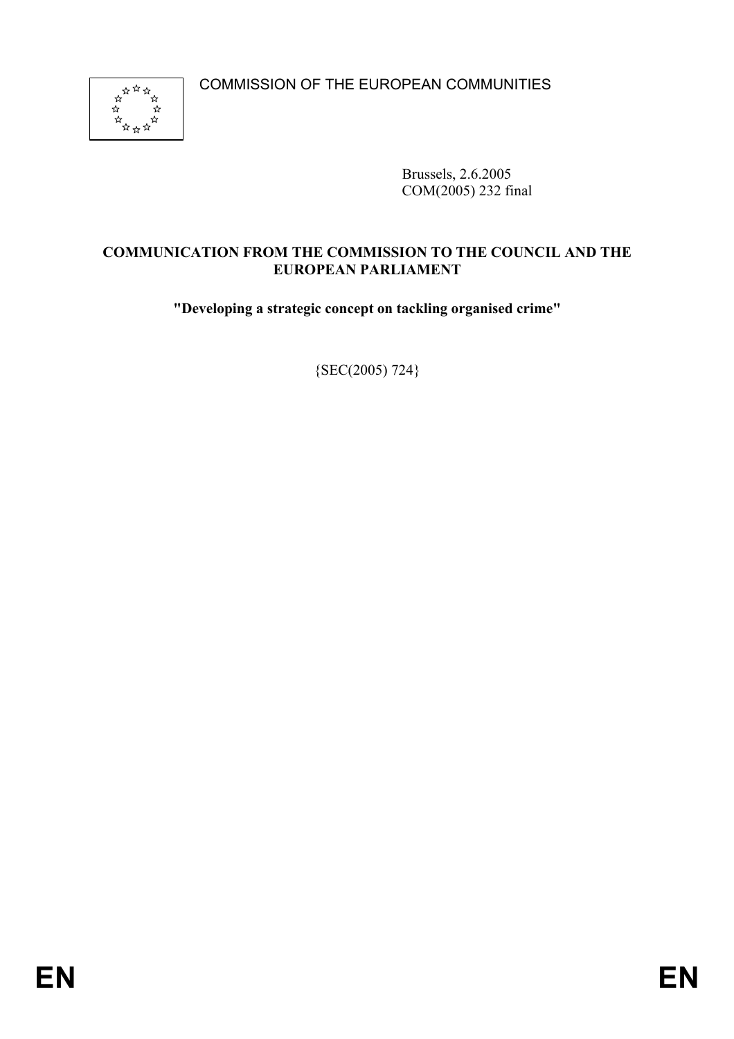COMMISSION OF THE EUROPEAN COMMUNITIES

Brussels, 2.6.2005
COM(2005) 232 final

**COMMUNICATION FROM THE COMMISSION TO THE COUNCIL AND THE EUROPEAN PARLIAMENT**

**"Developing a strategic concept on tackling organised crime"**

{SEC(2005) 724}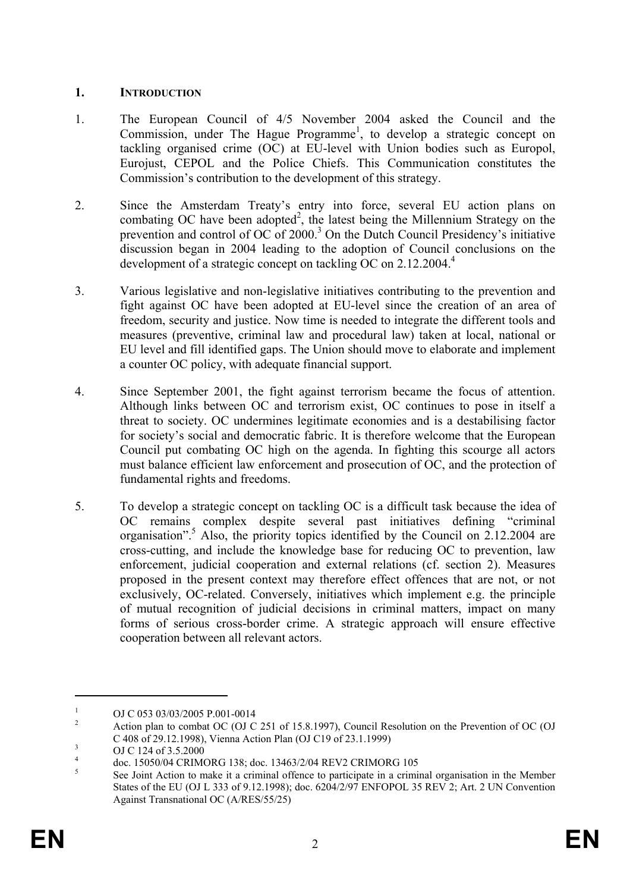## 1. INTRODUCTION

1. The European Council of 4/5 November 2004 asked the Council and the Commission, under The Hague Programme[1], to develop a strategic concept on tackling organised crime (OC) at EU-level with Union bodies such as Europol, Eurojust, CEPOL and the Police Chiefs. This Communication constitutes the Commission's contribution to the development of this strategy.

2. Since the Amsterdam Treaty's entry into force, several EU action plans on combating OC have been adopted[2], the latest being the Millennium Strategy on the prevention and control of OC of 2000.[3] On the Dutch Council Presidency's initiative discussion began in 2004 leading to the adoption of Council conclusions on the development of a strategic concept on tackling OC on 2.12.2004.[4]

3. Various legislative and non-legislative initiatives contributing to the prevention and fight against OC have been adopted at EU-level since the creation of an area of freedom, security and justice. Now time is needed to integrate the different tools and measures (preventive, criminal law and procedural law) taken at local, national or EU level and fill identified gaps. The Union should move to elaborate and implement a counter OC policy, with adequate financial support.

4. Since September 2001, the fight against terrorism became the focus of attention. Although links between OC and terrorism exist, OC continues to pose in itself a threat to society. OC undermines legitimate economies and is a destabilising factor for society's social and democratic fabric. It is therefore welcome that the European Council put combating OC high on the agenda. In fighting this scourge all actors must balance efficient law enforcement and prosecution of OC, and the protection of fundamental rights and freedoms.

5. To develop a strategic concept on tackling OC is a difficult task because the idea of OC remains complex despite several past initiatives defining "criminal organisation".[5] Also, the priority topics identified by the Council on 2.12.2004 are cross-cutting, and include the knowledge base for reducing OC to prevention, law enforcement, judicial cooperation and external relations (cf. section 2). Measures proposed in the present context may therefore effect offences that are not, or not exclusively, OC-related. Conversely, initiatives which implement e.g. the principle of mutual recognition of judicial decisions in criminal matters, impact on many forms of serious cross-border crime. A strategic approach will ensure effective cooperation between all relevant actors.

---

[1] OJ C 053 03/03/2005 P.001-0014

[2] Action plan to combat OC (OJ C 251 of 15.8.1997), Council Resolution on the Prevention of OC (OJ C 408 of 29.12.1998), Vienna Action Plan (OJ C19 of 23.1.1999)

[3] OJ C 124 of 3.5.2000

[4] doc. 15050/04 CRIMORG 138; doc. 13463/2/04 REV2 CRIMORG 105

[5] See Joint Action to make it a criminal offence to participate in a criminal organisation in the Member States of the EU (OJ L 333 of 9.12.1998); doc. 6204/2/97 ENFOPOL 35 REV 2; Art. 2 UN Convention Against Transnational OC (A/RES/55/25)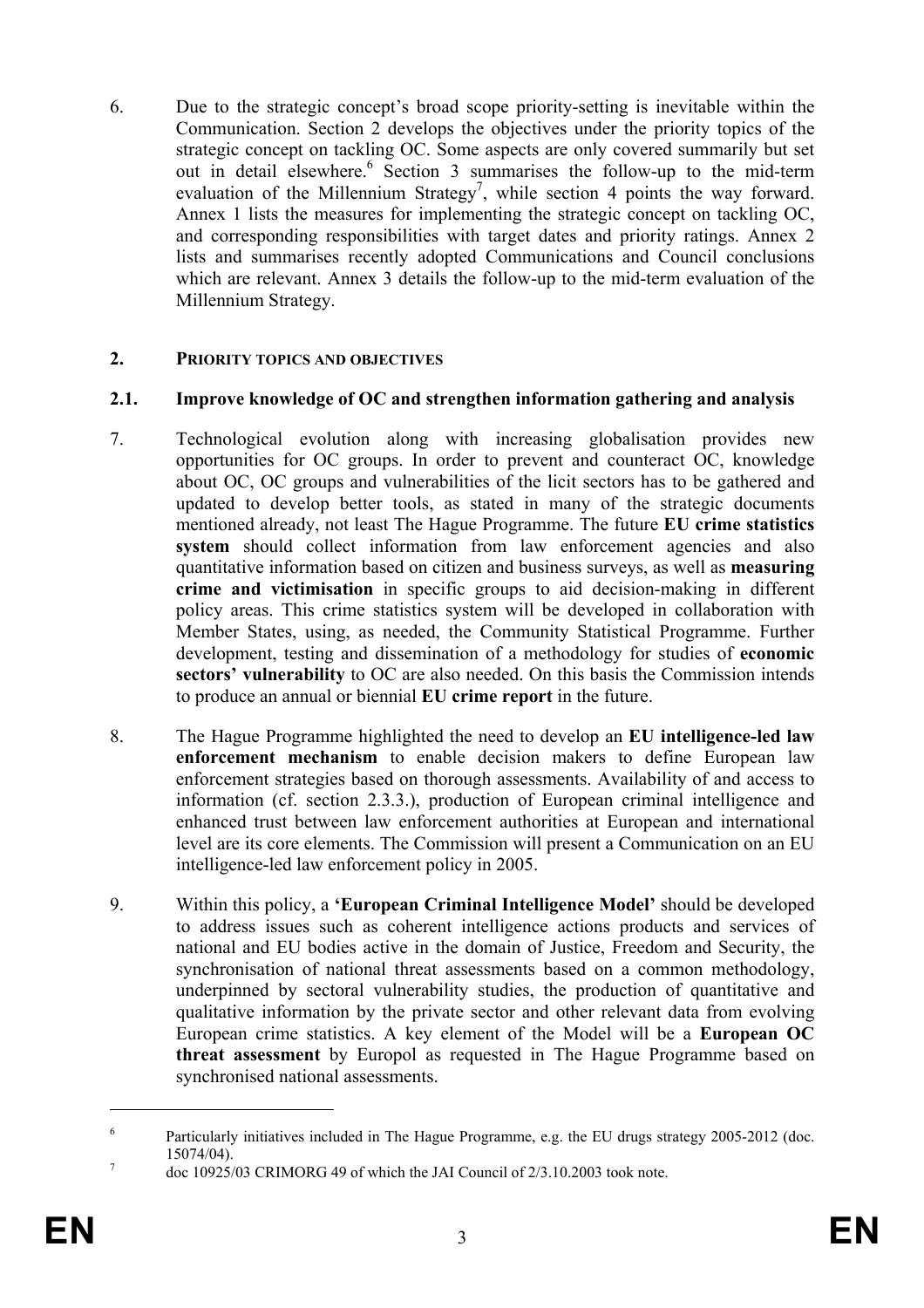6. Due to the strategic concept's broad scope priority-setting is inevitable within the Communication. Section 2 develops the objectives under the priority topics of the strategic concept on tackling OC. Some aspects are only covered summarily but set out in detail elsewhere.[6] Section 3 summarises the follow-up to the mid-term evaluation of the Millennium Strategy[7], while section 4 points the way forward. Annex 1 lists the measures for implementing the strategic concept on tackling OC, and corresponding responsibilities with target dates and priority ratings. Annex 2 lists and summarises recently adopted Communications and Council conclusions which are relevant. Annex 3 details the follow-up to the mid-term evaluation of the Millennium Strategy.

## 2. PRIORITY TOPICS AND OBJECTIVES

### 2.1. Improve knowledge of OC and strengthen information gathering and analysis

7. Technological evolution along with increasing globalisation provides new opportunities for OC groups. In order to prevent and counteract OC, knowledge about OC, OC groups and vulnerabilities of the licit sectors has to be gathered and updated to develop better tools, as stated in many of the strategic documents mentioned already, not least The Hague Programme. The future **EU crime statistics system** should collect information from law enforcement agencies and also quantitative information based on citizen and business surveys, as well as **measuring crime and victimisation** in specific groups to aid decision-making in different policy areas. This crime statistics system will be developed in collaboration with Member States, using, as needed, the Community Statistical Programme. Further development, testing and dissemination of a methodology for studies of **economic sectors' vulnerability** to OC are also needed. On this basis the Commission intends to produce an annual or biennial **EU crime report** in the future.

8. The Hague Programme highlighted the need to develop an **EU intelligence-led law enforcement mechanism** to enable decision makers to define European law enforcement strategies based on thorough assessments. Availability of and access to information (cf. section 2.3.3.), production of European criminal intelligence and enhanced trust between law enforcement authorities at European and international level are its core elements. The Commission will present a Communication on an EU intelligence-led law enforcement policy in 2005.

9. Within this policy, a **'European Criminal Intelligence Model'** should be developed to address issues such as coherent intelligence actions products and services of national and EU bodies active in the domain of Justice, Freedom and Security, the synchronisation of national threat assessments based on a common methodology, underpinned by sectoral vulnerability studies, the production of quantitative and qualitative information by the private sector and other relevant data from evolving European crime statistics. A key element of the Model will be a **European OC threat assessment** by Europol as requested in The Hague Programme based on synchronised national assessments.

---

[6] Particularly initiatives included in The Hague Programme, e.g. the EU drugs strategy 2005-2012 (doc. 15074/04).

[7] doc 10925/03 CRIMORG 49 of which the JAI Council of 2/3.10.2003 took note.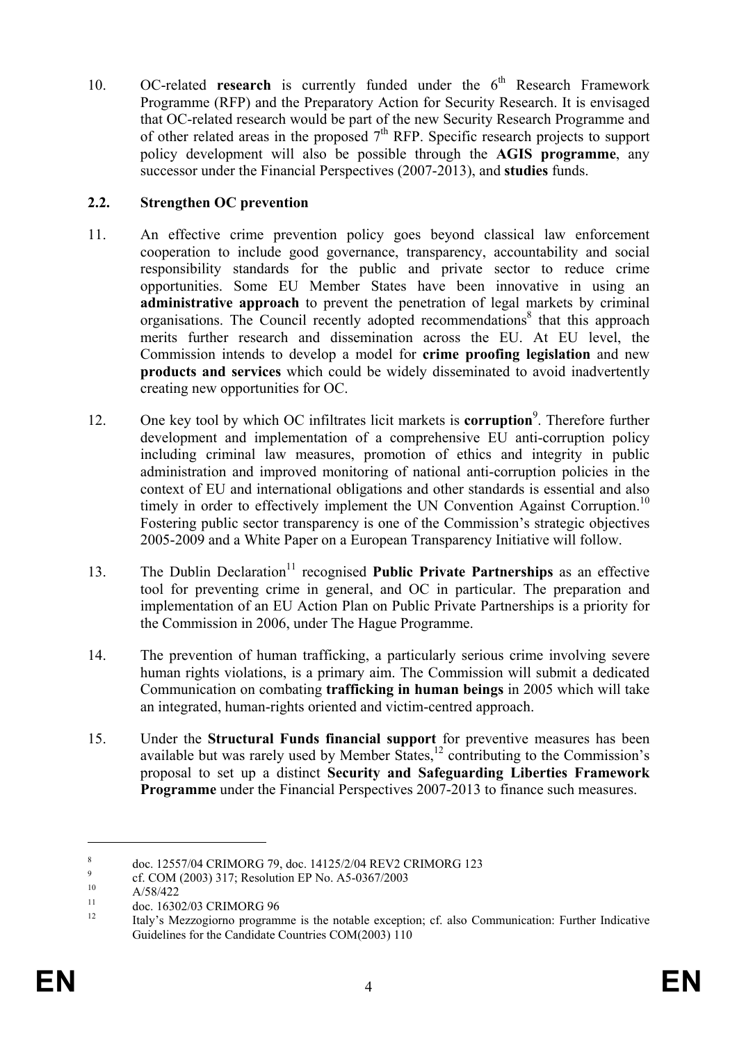10. OC-related **research** is currently funded under the 6th Research Framework Programme (RFP) and the Preparatory Action for Security Research. It is envisaged that OC-related research would be part of the new Security Research Programme and of other related areas in the proposed 7th RFP. Specific research projects to support policy development will also be possible through the **AGIS programme**, any successor under the Financial Perspectives (2007-2013), and **studies** funds.

## 2.2. Strengthen OC prevention

11. An effective crime prevention policy goes beyond classical law enforcement cooperation to include good governance, transparency, accountability and social responsibility standards for the public and private sector to reduce crime opportunities. Some EU Member States have been innovative in using an **administrative approach** to prevent the penetration of legal markets by criminal organisations. The Council recently adopted recommendations[8] that this approach merits further research and dissemination across the EU. At EU level, the Commission intends to develop a model for **crime proofing legislation** and new **products and services** which could be widely disseminated to avoid inadvertently creating new opportunities for OC.

12. One key tool by which OC infiltrates licit markets is **corruption**[9]. Therefore further development and implementation of a comprehensive EU anti-corruption policy including criminal law measures, promotion of ethics and integrity in public administration and improved monitoring of national anti-corruption policies in the context of EU and international obligations and other standards is essential and also timely in order to effectively implement the UN Convention Against Corruption.[10] Fostering public sector transparency is one of the Commission's strategic objectives 2005-2009 and a White Paper on a European Transparency Initiative will follow.

13. The Dublin Declaration[11] recognised **Public Private Partnerships** as an effective tool for preventing crime in general, and OC in particular. The preparation and implementation of an EU Action Plan on Public Private Partnerships is a priority for the Commission in 2006, under The Hague Programme.

14. The prevention of human trafficking, a particularly serious crime involving severe human rights violations, is a primary aim. The Commission will submit a dedicated Communication on combating **trafficking in human beings** in 2005 which will take an integrated, human-rights oriented and victim-centred approach.

15. Under the **Structural Funds financial support** for preventive measures has been available but was rarely used by Member States,[12] contributing to the Commission's proposal to set up a distinct **Security and Safeguarding Liberties Framework Programme** under the Financial Perspectives 2007-2013 to finance such measures.

---

[8] doc. 12557/04 CRIMORG 79, doc. 14125/2/04 REV2 CRIMORG 123

[9] cf. COM (2003) 317; Resolution EP No. A5-0367/2003

[10] A/58/422

[11] doc. 16302/03 CRIMORG 96

[12] Italy's Mezzogiorno programme is the notable exception; cf. also Communication: Further Indicative Guidelines for the Candidate Countries COM(2003) 110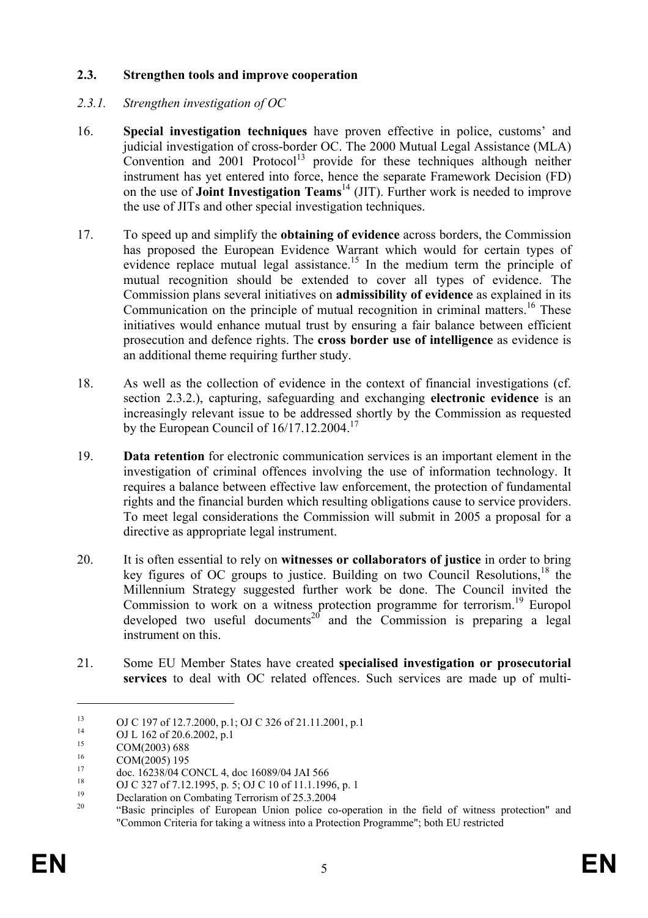### 2.3. Strengthen tools and improve cooperation

#### *2.3.1. Strengthen investigation of OC*

16. **Special investigation techniques** have proven effective in police, customs' and judicial investigation of cross-border OC. The 2000 Mutual Legal Assistance (MLA) Convention and 2001 Protocol[13] provide for these techniques although neither instrument has yet entered into force, hence the separate Framework Decision (FD) on the use of **Joint Investigation Teams**[14] (JIT). Further work is needed to improve the use of JITs and other special investigation techniques.

17. To speed up and simplify the **obtaining of evidence** across borders, the Commission has proposed the European Evidence Warrant which would for certain types of evidence replace mutual legal assistance.[15] In the medium term the principle of mutual recognition should be extended to cover all types of evidence. The Commission plans several initiatives on **admissibility of evidence** as explained in its Communication on the principle of mutual recognition in criminal matters.[16] These initiatives would enhance mutual trust by ensuring a fair balance between efficient prosecution and defence rights. The **cross border use of intelligence** as evidence is an additional theme requiring further study.

18. As well as the collection of evidence in the context of financial investigations (cf. section 2.3.2.), capturing, safeguarding and exchanging **electronic evidence** is an increasingly relevant issue to be addressed shortly by the Commission as requested by the European Council of 16/17.12.2004.[17]

19. **Data retention** for electronic communication services is an important element in the investigation of criminal offences involving the use of information technology. It requires a balance between effective law enforcement, the protection of fundamental rights and the financial burden which resulting obligations cause to service providers. To meet legal considerations the Commission will submit in 2005 a proposal for a directive as appropriate legal instrument.

20. It is often essential to rely on **witnesses or collaborators of justice** in order to bring key figures of OC groups to justice. Building on two Council Resolutions,[18] the Millennium Strategy suggested further work be done. The Council invited the Commission to work on a witness protection programme for terrorism.[19] Europol developed two useful documents[20] and the Commission is preparing a legal instrument on this.

21. Some EU Member States have created **specialised investigation or prosecutorial services** to deal with OC related offences. Such services are made up of multi-

---

[13] OJ C 197 of 12.7.2000, p.1; OJ C 326 of 21.11.2001, p.1

[14] OJ L 162 of 20.6.2002, p.1

[15] COM(2003) 688

[16] COM(2005) 195

[17] doc. 16238/04 CONCL 4, doc 16089/04 JAI 566

[18] OJ C 327 of 7.12.1995, p. 5; OJ C 10 of 11.1.1996, p. 1

[19] Declaration on Combating Terrorism of 25.3.2004

[20] "Basic principles of European Union police co-operation in the field of witness protection" and "Common Criteria for taking a witness into a Protection Programme"; both EU restricted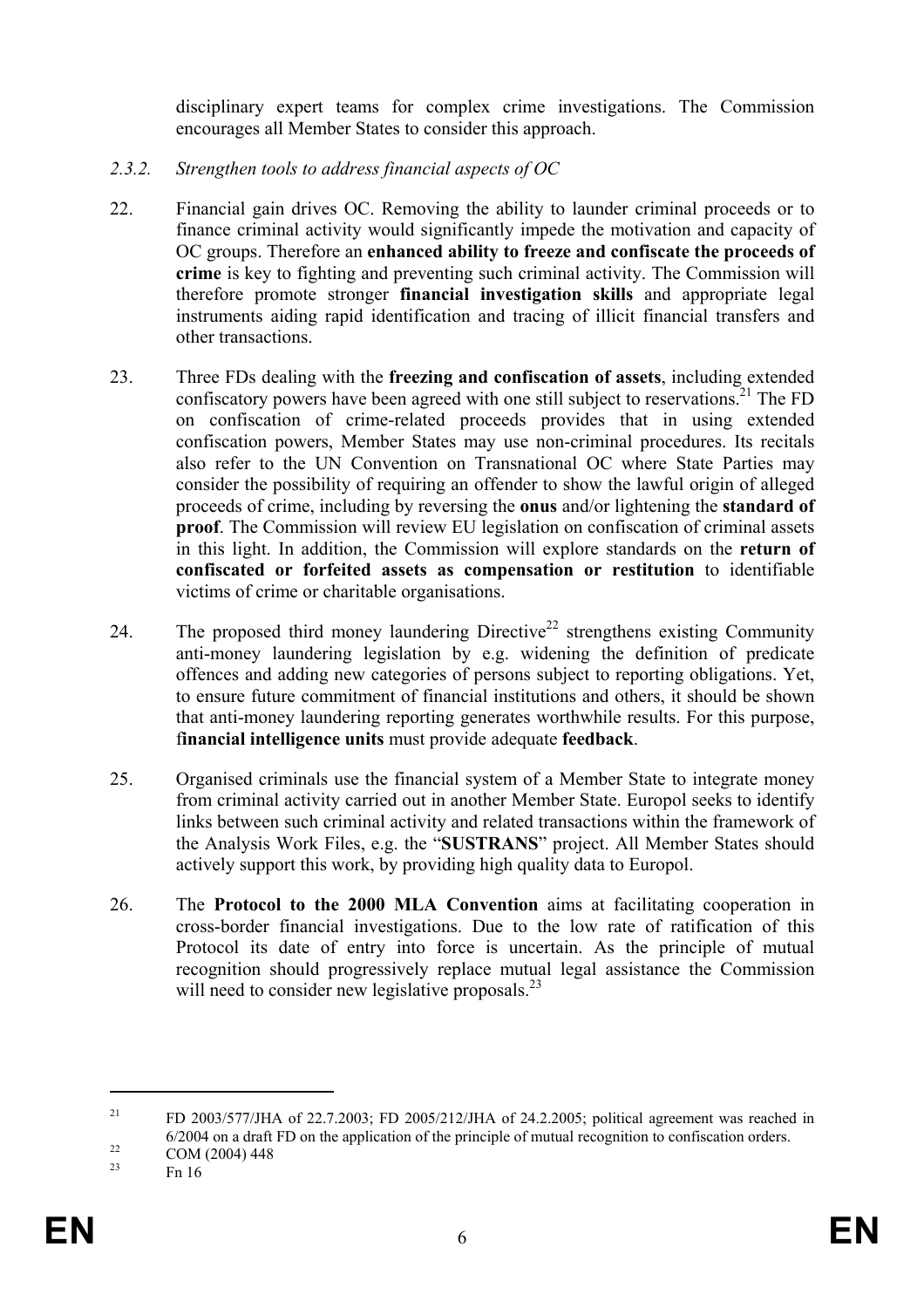disciplinary expert teams for complex crime investigations. The Commission encourages all Member States to consider this approach.

### *2.3.2. Strengthen tools to address financial aspects of OC*

22. Financial gain drives OC. Removing the ability to launder criminal proceeds or to finance criminal activity would significantly impede the motivation and capacity of OC groups. Therefore an **enhanced ability to freeze and confiscate the proceeds of crime** is key to fighting and preventing such criminal activity. The Commission will therefore promote stronger **financial investigation skills** and appropriate legal instruments aiding rapid identification and tracing of illicit financial transfers and other transactions.

23. Three FDs dealing with the **freezing and confiscation of assets**, including extended confiscatory powers have been agreed with one still subject to reservations.[21] The FD on confiscation of crime-related proceeds provides that in using extended confiscation powers, Member States may use non-criminal procedures. Its recitals also refer to the UN Convention on Transnational OC where State Parties may consider the possibility of requiring an offender to show the lawful origin of alleged proceeds of crime, including by reversing the **onus** and/or lightening the **standard of proof**. The Commission will review EU legislation on confiscation of criminal assets in this light. In addition, the Commission will explore standards on the **return of confiscated or forfeited assets as compensation or restitution** to identifiable victims of crime or charitable organisations.

24. The proposed third money laundering Directive[22] strengthens existing Community anti-money laundering legislation by e.g. widening the definition of predicate offences and adding new categories of persons subject to reporting obligations. Yet, to ensure future commitment of financial institutions and others, it should be shown that anti-money laundering reporting generates worthwhile results. For this purpose, f**inancial intelligence units** must provide adequate **feedback**.

25. Organised criminals use the financial system of a Member State to integrate money from criminal activity carried out in another Member State. Europol seeks to identify links between such criminal activity and related transactions within the framework of the Analysis Work Files, e.g. the "**SUSTRANS**" project. All Member States should actively support this work, by providing high quality data to Europol.

26. The **Protocol to the 2000 MLA Convention** aims at facilitating cooperation in cross-border financial investigations. Due to the low rate of ratification of this Protocol its date of entry into force is uncertain. As the principle of mutual recognition should progressively replace mutual legal assistance the Commission will need to consider new legislative proposals.[23]

---

[21] FD 2003/577/JHA of 22.7.2003; FD 2005/212/JHA of 24.2.2005; political agreement was reached in 6/2004 on a draft FD on the application of the principle of mutual recognition to confiscation orders.

[22] COM (2004) 448

[23] Fn 16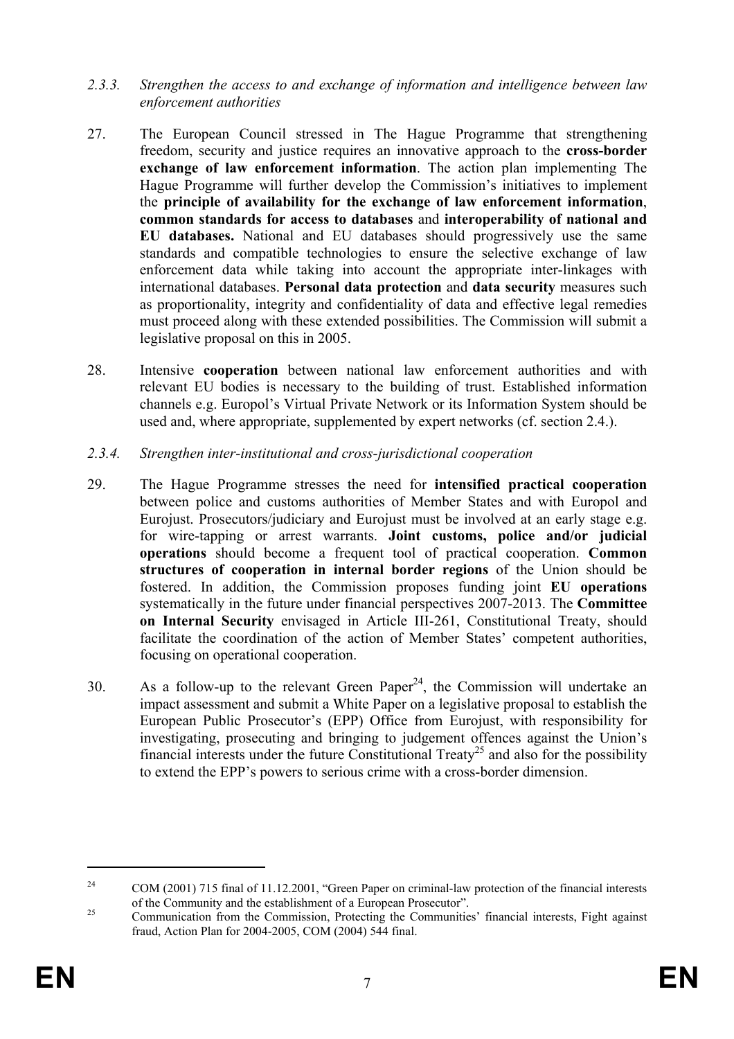### *2.3.3. Strengthen the access to and exchange of information and intelligence between law enforcement authorities*

27. The European Council stressed in The Hague Programme that strengthening freedom, security and justice requires an innovative approach to the **cross-border exchange of law enforcement information**. The action plan implementing The Hague Programme will further develop the Commission's initiatives to implement the **principle of availability for the exchange of law enforcement information**, **common standards for access to databases** and **interoperability of national and EU databases.** National and EU databases should progressively use the same standards and compatible technologies to ensure the selective exchange of law enforcement data while taking into account the appropriate inter-linkages with international databases. **Personal data protection** and **data security** measures such as proportionality, integrity and confidentiality of data and effective legal remedies must proceed along with these extended possibilities. The Commission will submit a legislative proposal on this in 2005.

28. Intensive **cooperation** between national law enforcement authorities and with relevant EU bodies is necessary to the building of trust. Established information channels e.g. Europol's Virtual Private Network or its Information System should be used and, where appropriate, supplemented by expert networks (cf. section 2.4.).

### *2.3.4. Strengthen inter-institutional and cross-jurisdictional cooperation*

29. The Hague Programme stresses the need for **intensified practical cooperation** between police and customs authorities of Member States and with Europol and Eurojust. Prosecutors/judiciary and Eurojust must be involved at an early stage e.g. for wire-tapping or arrest warrants. **Joint customs, police and/or judicial operations** should become a frequent tool of practical cooperation. **Common structures of cooperation in internal border regions** of the Union should be fostered. In addition, the Commission proposes funding joint **EU operations** systematically in the future under financial perspectives 2007-2013. The **Committee on Internal Security** envisaged in Article III-261, Constitutional Treaty, should facilitate the coordination of the action of Member States' competent authorities, focusing on operational cooperation.

30. As a follow-up to the relevant Green Paper[24], the Commission will undertake an impact assessment and submit a White Paper on a legislative proposal to establish the European Public Prosecutor's (EPP) Office from Eurojust, with responsibility for investigating, prosecuting and bringing to judgement offences against the Union's financial interests under the future Constitutional Treaty[25] and also for the possibility to extend the EPP's powers to serious crime with a cross-border dimension.

---

[24] COM (2001) 715 final of 11.12.2001, "Green Paper on criminal-law protection of the financial interests of the Community and the establishment of a European Prosecutor".

[25] Communication from the Commission, Protecting the Communities' financial interests, Fight against fraud, Action Plan for 2004-2005, COM (2004) 544 final.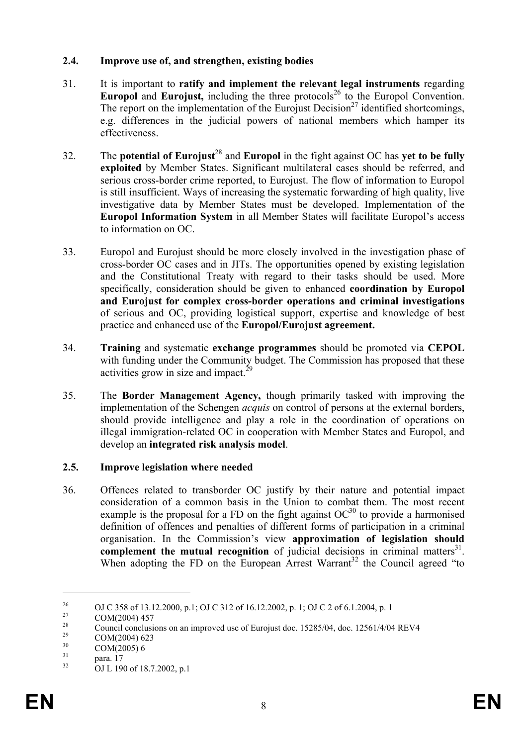### 2.4. Improve use of, and strengthen, existing bodies

31. It is important to **ratify and implement the relevant legal instruments** regarding **Europol** and **Eurojust,** including the three protocols[26] to the Europol Convention. The report on the implementation of the Eurojust Decision[27] identified shortcomings, e.g. differences in the judicial powers of national members which hamper its effectiveness.

32. The **potential of Eurojust**[28] and **Europol** in the fight against OC has **yet to be fully exploited** by Member States. Significant multilateral cases should be referred, and serious cross-border crime reported, to Eurojust. The flow of information to Europol is still insufficient. Ways of increasing the systematic forwarding of high quality, live investigative data by Member States must be developed. Implementation of the **Europol Information System** in all Member States will facilitate Europol's access to information on OC.

33. Europol and Eurojust should be more closely involved in the investigation phase of cross-border OC cases and in JITs. The opportunities opened by existing legislation and the Constitutional Treaty with regard to their tasks should be used. More specifically, consideration should be given to enhanced **coordination by Europol and Eurojust for complex cross-border operations and criminal investigations** of serious and OC, providing logistical support, expertise and knowledge of best practice and enhanced use of the **Europol/Eurojust agreement.**

34. **Training** and systematic **exchange programmes** should be promoted via **CEPOL** with funding under the Community budget. The Commission has proposed that these activities grow in size and impact.[29]

35. The **Border Management Agency,** though primarily tasked with improving the implementation of the Schengen *acquis* on control of persons at the external borders, should provide intelligence and play a role in the coordination of operations on illegal immigration-related OC in cooperation with Member States and Europol, and develop an **integrated risk analysis model**.

### 2.5. Improve legislation where needed

36. Offences related to transborder OC justify by their nature and potential impact consideration of a common basis in the Union to combat them. The most recent example is the proposal for a FD on the fight against OC[30] to provide a harmonised definition of offences and penalties of different forms of participation in a criminal organisation. In the Commission's view **approximation of legislation should complement the mutual recognition** of judicial decisions in criminal matters[31]. When adopting the FD on the European Arrest Warrant[32] the Council agreed "to

---

[26] OJ C 358 of 13.12.2000, p.1; OJ C 312 of 16.12.2002, p. 1; OJ C 2 of 6.1.2004, p. 1

[27] COM(2004) 457

[28] Council conclusions on an improved use of Eurojust doc. 15285/04, doc. 12561/4/04 REV4

[29] COM(2004) 623

[30] COM(2005) 6

[31] para. 17

[32] OJ L 190 of 18.7.2002, p.1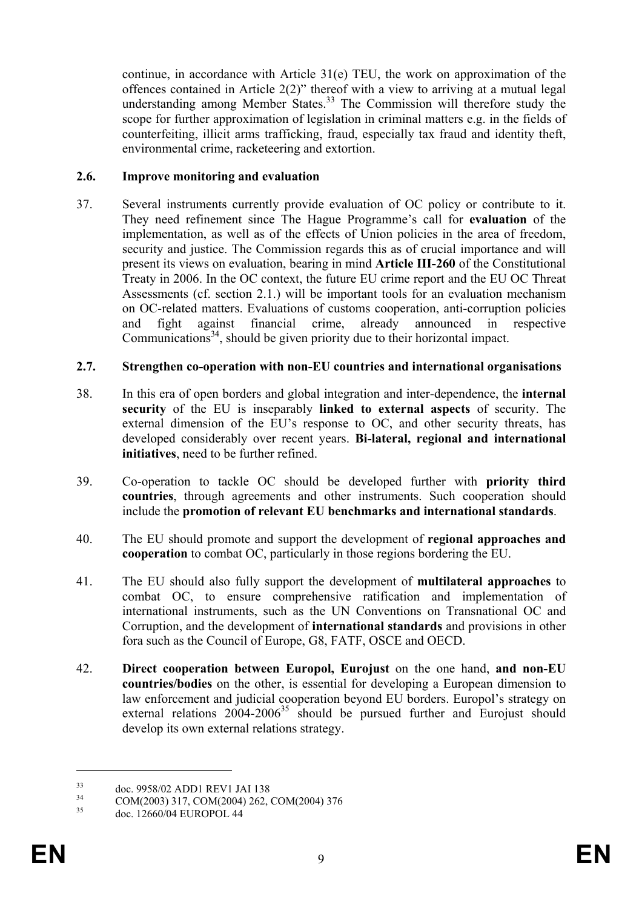continue, in accordance with Article 31(e) TEU, the work on approximation of the offences contained in Article 2(2)" thereof with a view to arriving at a mutual legal understanding among Member States.[33] The Commission will therefore study the scope for further approximation of legislation in criminal matters e.g. in the fields of counterfeiting, illicit arms trafficking, fraud, especially tax fraud and identity theft, environmental crime, racketeering and extortion.

### 2.6. Improve monitoring and evaluation

37. Several instruments currently provide evaluation of OC policy or contribute to it. They need refinement since The Hague Programme's call for **evaluation** of the implementation, as well as of the effects of Union policies in the area of freedom, security and justice. The Commission regards this as of crucial importance and will present its views on evaluation, bearing in mind **Article III-260** of the Constitutional Treaty in 2006. In the OC context, the future EU crime report and the EU OC Threat Assessments (cf. section 2.1.) will be important tools for an evaluation mechanism on OC-related matters. Evaluations of customs cooperation, anti-corruption policies and fight against financial crime, already announced in respective Communications[34], should be given priority due to their horizontal impact.

### 2.7. Strengthen co-operation with non-EU countries and international organisations

38. In this era of open borders and global integration and inter-dependence, the **internal security** of the EU is inseparably **linked to external aspects** of security. The external dimension of the EU's response to OC, and other security threats, has developed considerably over recent years. **Bi-lateral, regional and international initiatives**, need to be further refined.

39. Co-operation to tackle OC should be developed further with **priority third countries**, through agreements and other instruments. Such cooperation should include the **promotion of relevant EU benchmarks and international standards**.

40. The EU should promote and support the development of **regional approaches and cooperation** to combat OC, particularly in those regions bordering the EU.

41. The EU should also fully support the development of **multilateral approaches** to combat OC, to ensure comprehensive ratification and implementation of international instruments, such as the UN Conventions on Transnational OC and Corruption, and the development of **international standards** and provisions in other fora such as the Council of Europe, G8, FATF, OSCE and OECD.

42. **Direct cooperation between Europol, Eurojust** on the one hand, **and non-EU countries/bodies** on the other, is essential for developing a European dimension to law enforcement and judicial cooperation beyond EU borders. Europol's strategy on external relations 2004-2006[35] should be pursued further and Eurojust should develop its own external relations strategy.

---

[33] doc. 9958/02 ADD1 REV1 JAI 138

[34] COM(2003) 317, COM(2004) 262, COM(2004) 376

[35] doc. 12660/04 EUROPOL 44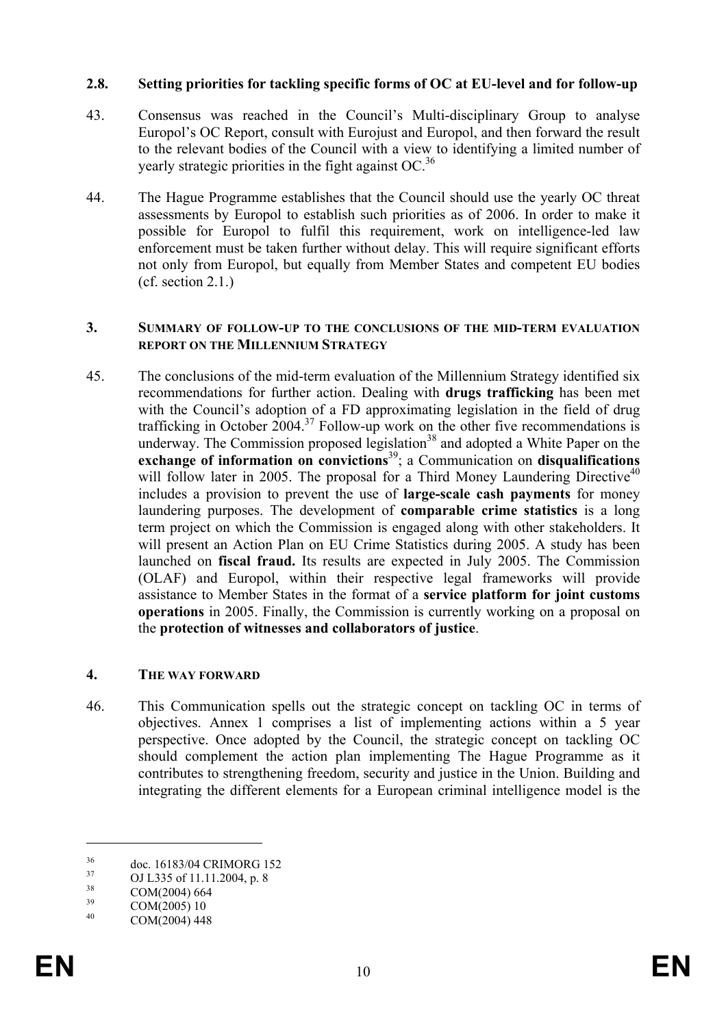## 2.8. Setting priorities for tackling specific forms of OC at EU-level and for follow-up

43. Consensus was reached in the Council's Multi-disciplinary Group to analyse Europol's OC Report, consult with Eurojust and Europol, and then forward the result to the relevant bodies of the Council with a view to identifying a limited number of yearly strategic priorities in the fight against OC.[36]

44. The Hague Programme establishes that the Council should use the yearly OC threat assessments by Europol to establish such priorities as of 2006. In order to make it possible for Europol to fulfil this requirement, work on intelligence-led law enforcement must be taken further without delay. This will require significant efforts not only from Europol, but equally from Member States and competent EU bodies (cf. section 2.1.)

# 3. Summary of follow-up to the conclusions of the mid-term evaluation report on the Millennium Strategy

45. The conclusions of the mid-term evaluation of the Millennium Strategy identified six recommendations for further action. Dealing with **drugs trafficking** has been met with the Council's adoption of a FD approximating legislation in the field of drug trafficking in October 2004.[37] Follow-up work on the other five recommendations is underway. The Commission proposed legislation[38] and adopted a White Paper on the **exchange of information on convictions**[39]; a Communication on **disqualifications** will follow later in 2005. The proposal for a Third Money Laundering Directive[40] includes a provision to prevent the use of **large-scale cash payments** for money laundering purposes. The development of **comparable crime statistics** is a long term project on which the Commission is engaged along with other stakeholders. It will present an Action Plan on EU Crime Statistics during 2005. A study has been launched on **fiscal fraud.** Its results are expected in July 2005. The Commission (OLAF) and Europol, within their respective legal frameworks will provide assistance to Member States in the format of a **service platform for joint customs operations** in 2005. Finally, the Commission is currently working on a proposal on the **protection of witnesses and collaborators of justice**.

# 4. The way forward

46. This Communication spells out the strategic concept on tackling OC in terms of objectives. Annex 1 comprises a list of implementing actions within a 5 year perspective. Once adopted by the Council, the strategic concept on tackling OC should complement the action plan implementing The Hague Programme as it contributes to strengthening freedom, security and justice in the Union. Building and integrating the different elements for a European criminal intelligence model is the

---

[36] doc. 16183/04 CRIMORG 152

[37] OJ L335 of 11.11.2004, p. 8

[38] COM(2004) 664

[39] COM(2005) 10

[40] COM(2004) 448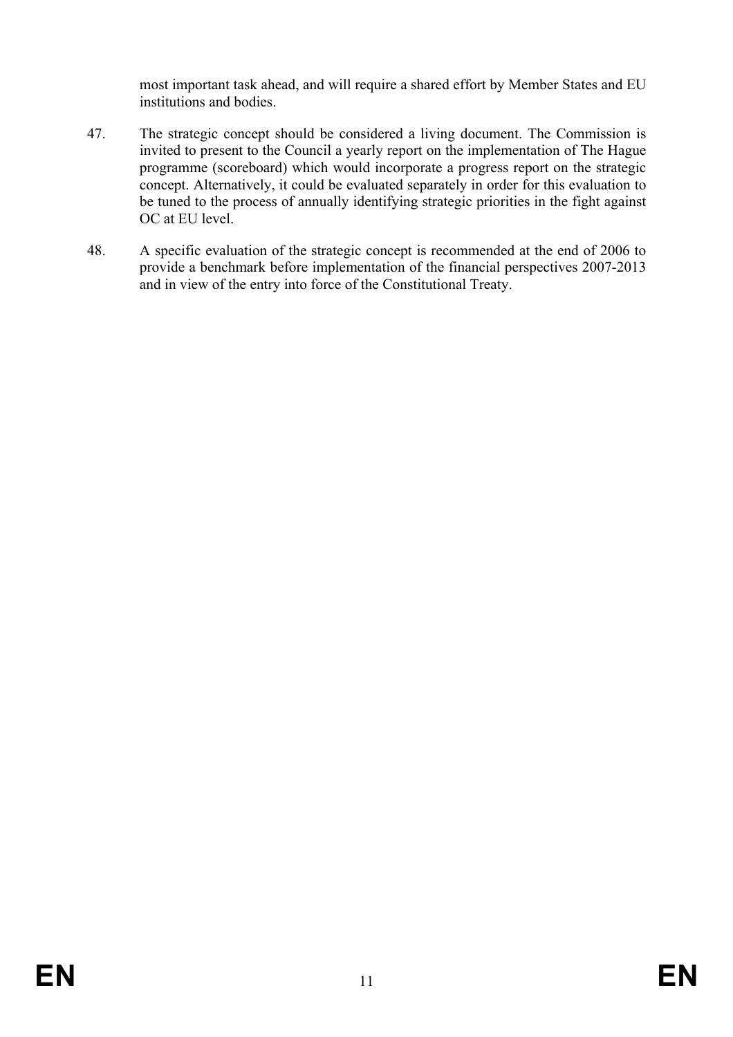most important task ahead, and will require a shared effort by Member States and EU institutions and bodies.

47. The strategic concept should be considered a living document. The Commission is invited to present to the Council a yearly report on the implementation of The Hague programme (scoreboard) which would incorporate a progress report on the strategic concept. Alternatively, it could be evaluated separately in order for this evaluation to be tuned to the process of annually identifying strategic priorities in the fight against OC at EU level.

48. A specific evaluation of the strategic concept is recommended at the end of 2006 to provide a benchmark before implementation of the financial perspectives 2007-2013 and in view of the entry into force of the Constitutional Treaty.